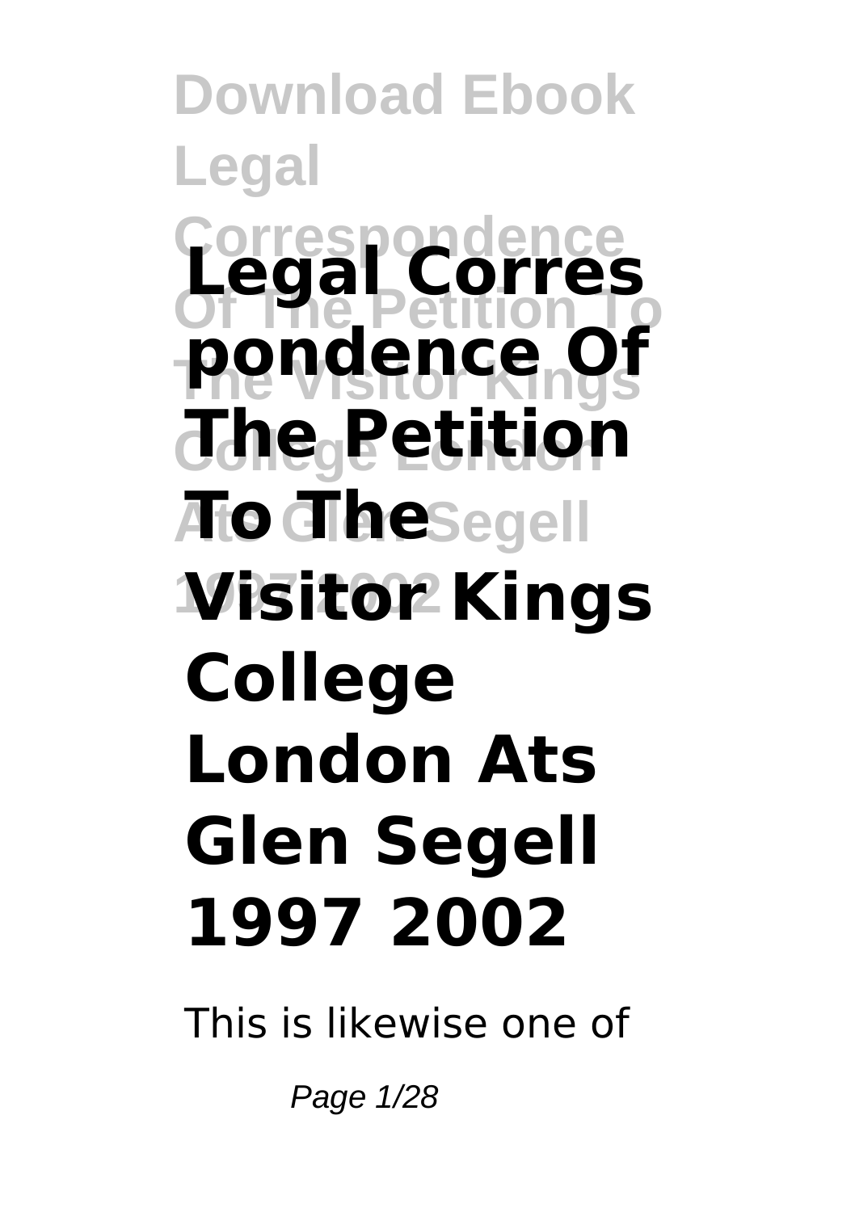# Legal Correspondence Of The Petition To The Visitor Kings College London Ats Glen Segell 1997 2002

This is likewise one of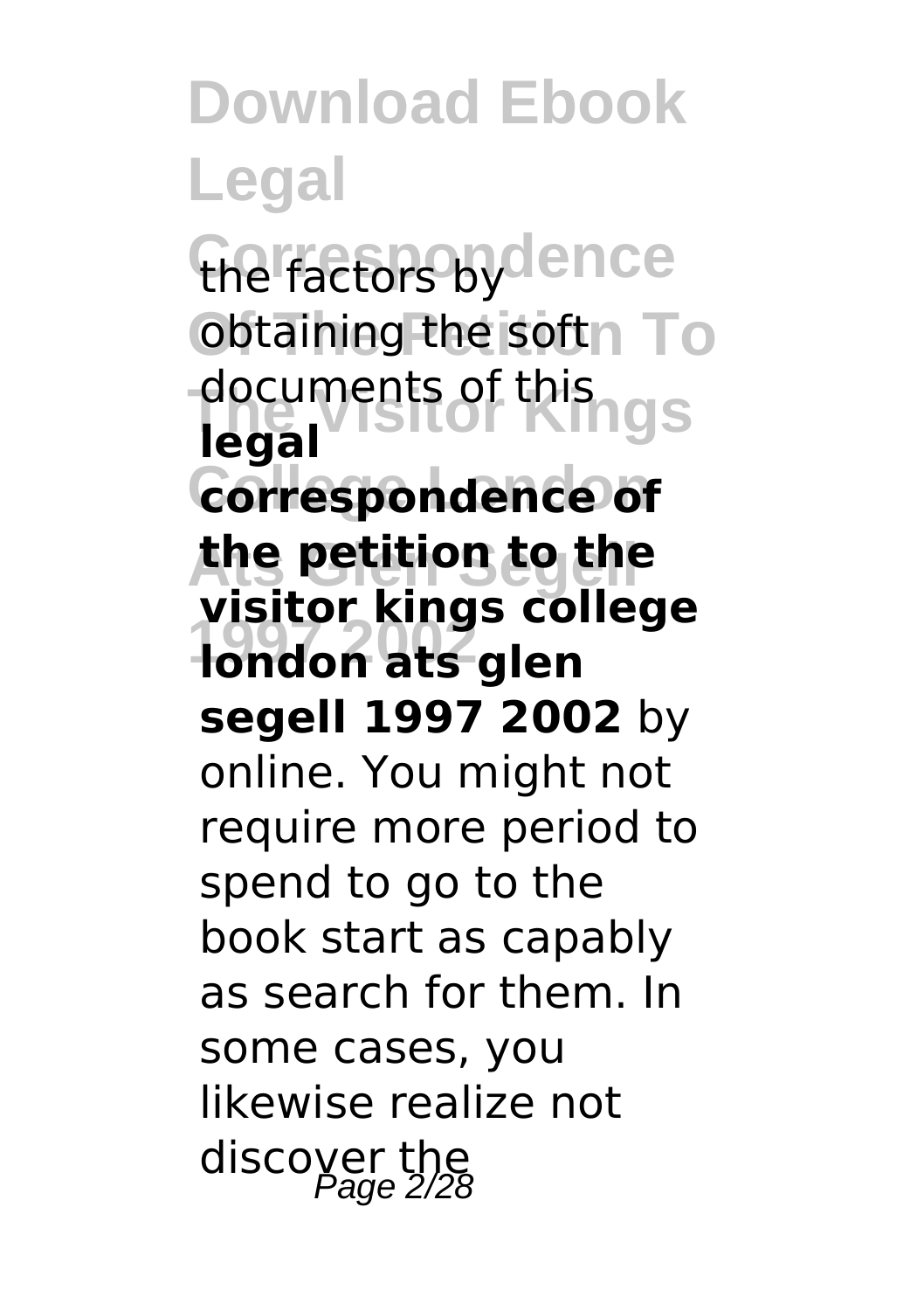the factors by obtaining the soft documents of this **legal correspondence of the petition to the visitor kings college london ats glen segell 1997 2002** by online. You might not require more period to spend to go to the book start as capably as search for them. In some cases, you likewise realize not discover the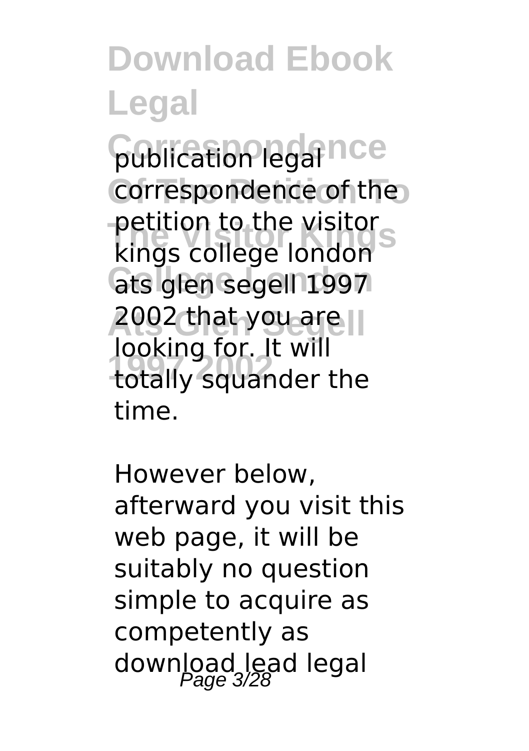publication legal correspondence of the petition to the visitor kings college london ats glen segell 1997 2002 that you are looking for. It will totally squander the time.

However below, afterward you visit this web page, it will be suitably no question simple to acquire as competently as download lead legal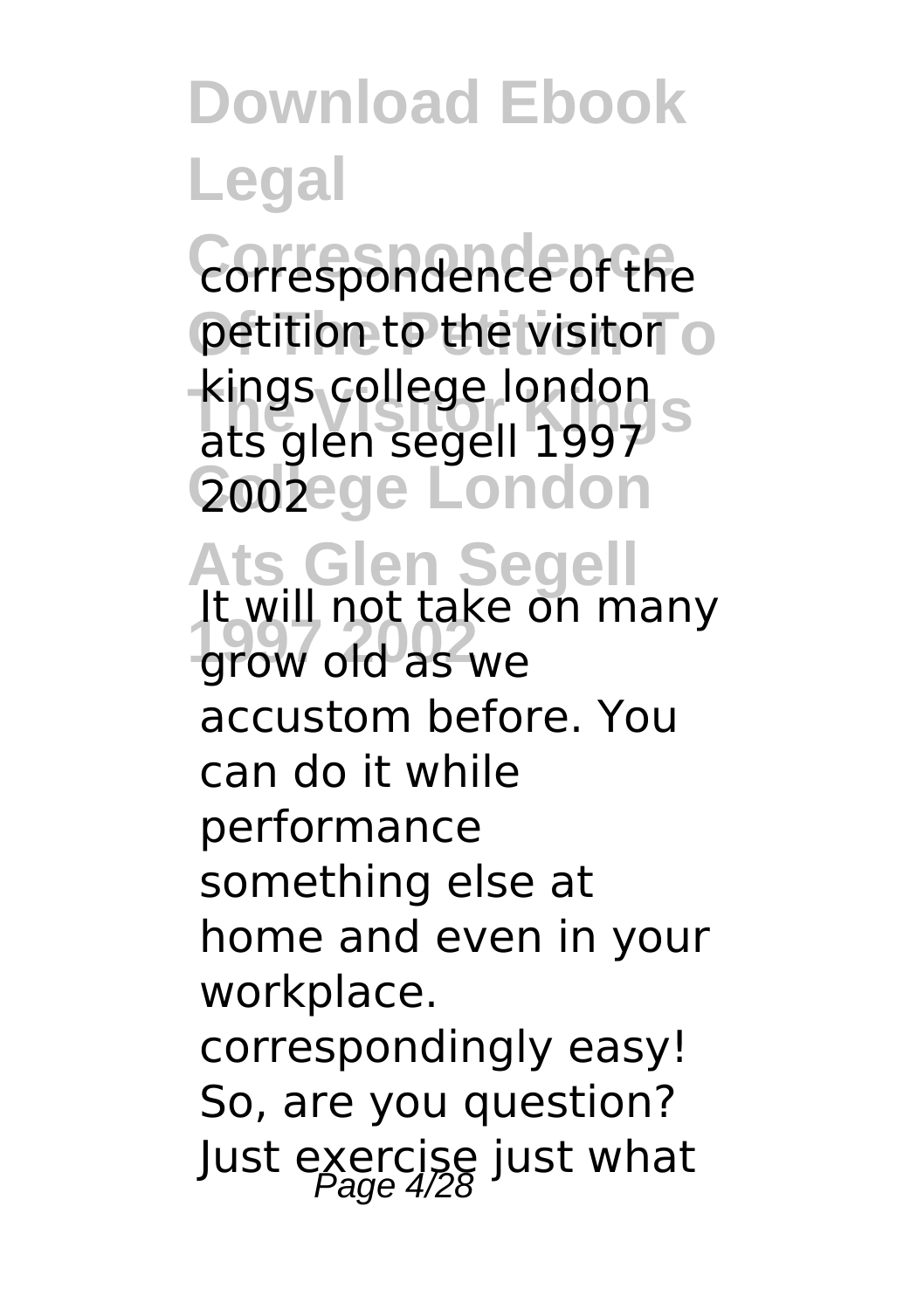correspondence of the petition to the visitor kings college london ats glen segell 1997 2002

It will not take on many grow old as we accustom before. You can do it while performance something else at home and even in your workplace. correspondingly easy! So, are you question? Just exercise just what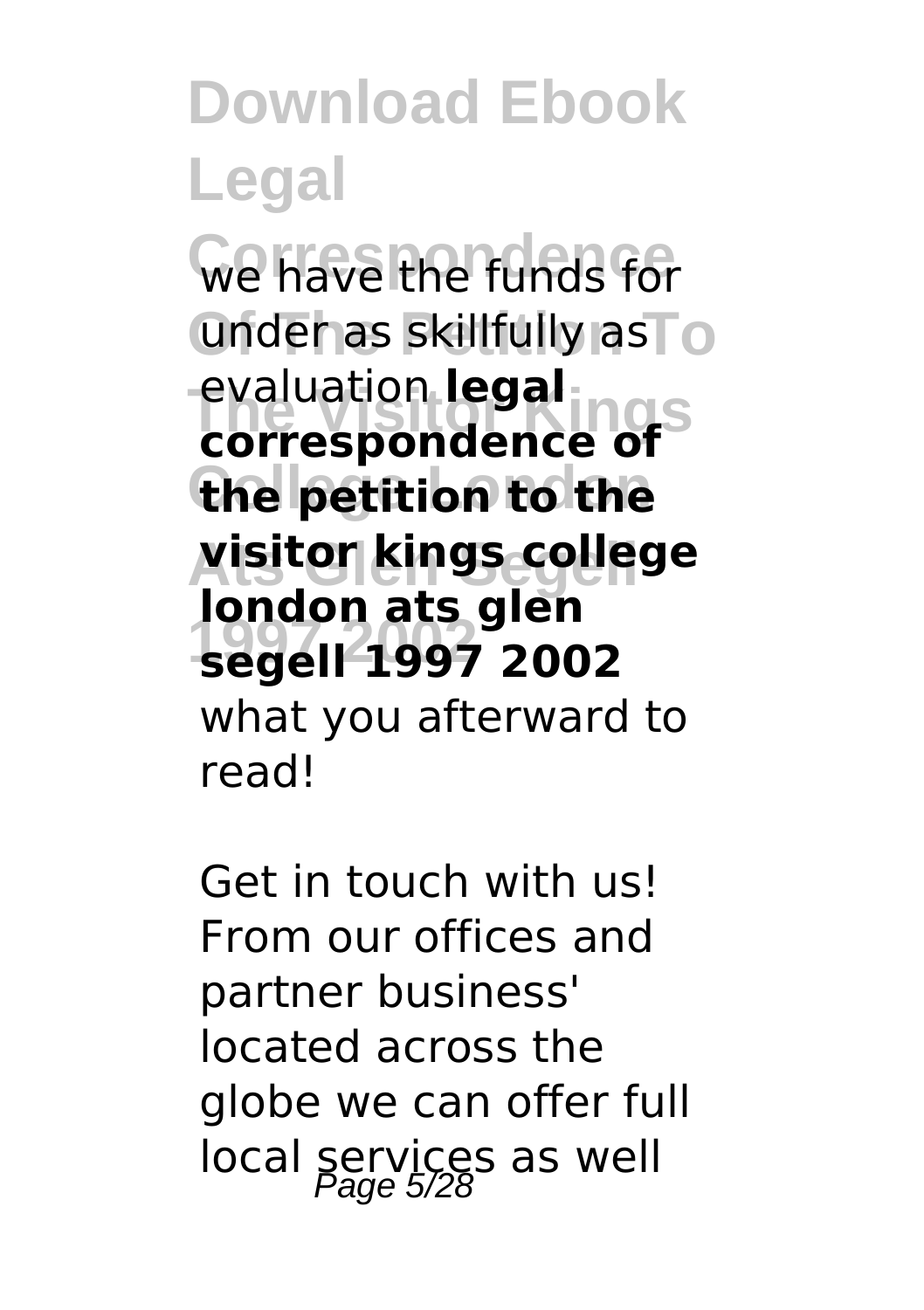we have the funds for under as skillfully as evaluation **legal correspondence of the petition to the visitor kings college london ats glen segell 1997 2002** what you afterward to read!

Get in touch with us! From our offices and partner business' located across the globe we can offer full local services as well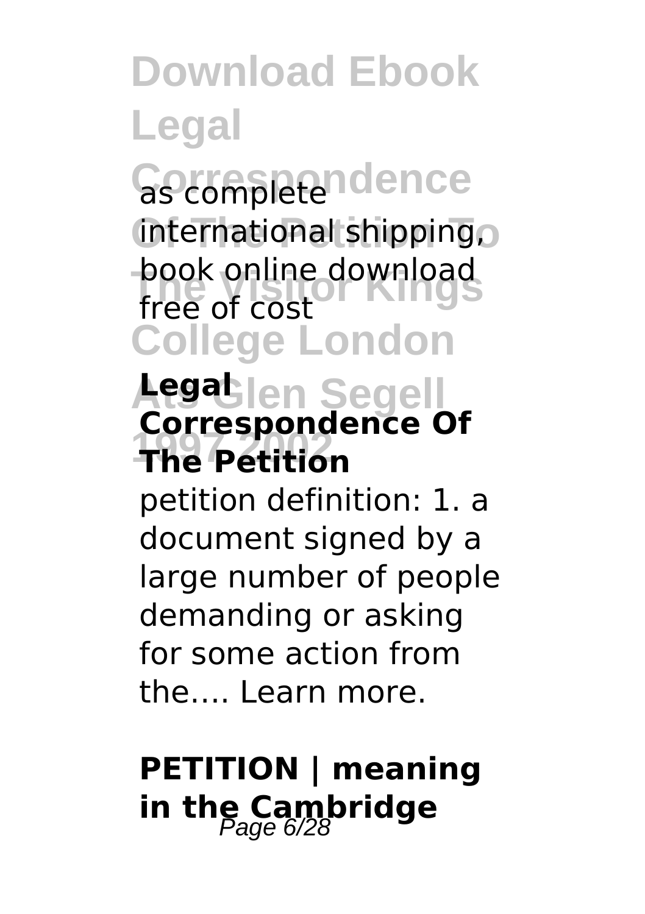as complete international shipping, book online download free of cost

## Legal Correspondence Of The Petition

petition definition: 1. a document signed by a large number of people demanding or asking for some action from the…. Learn more.

## PETITION | meaning in the Cambridge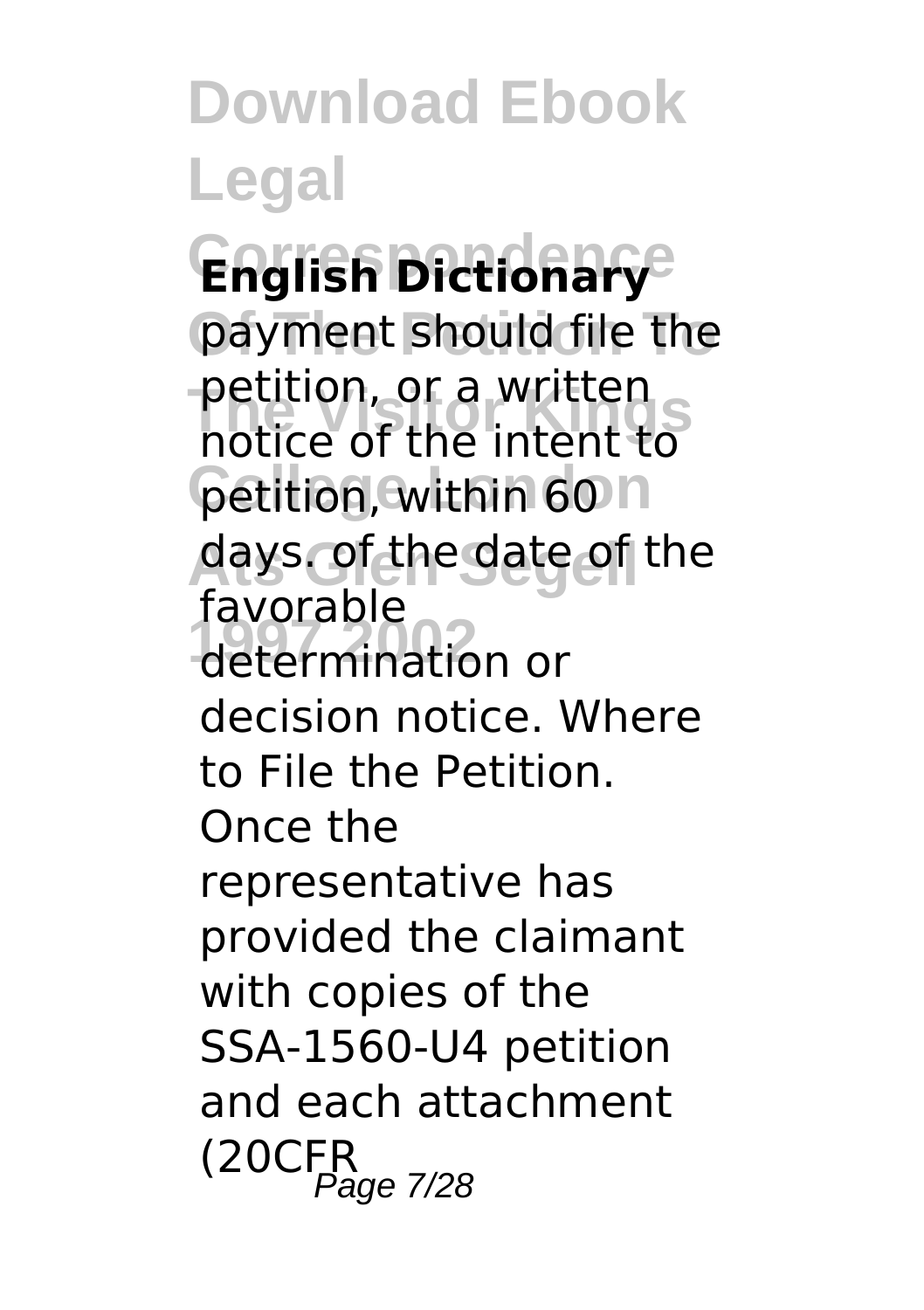payment should file the petition, or a written notice of the intent to petition, within 60 days. of the date of the favorable determination or decision notice. Where to File the Petition. Once the representative has provided the claimant with copies of the SSA-1560-U4 petition and each attachment (20CFR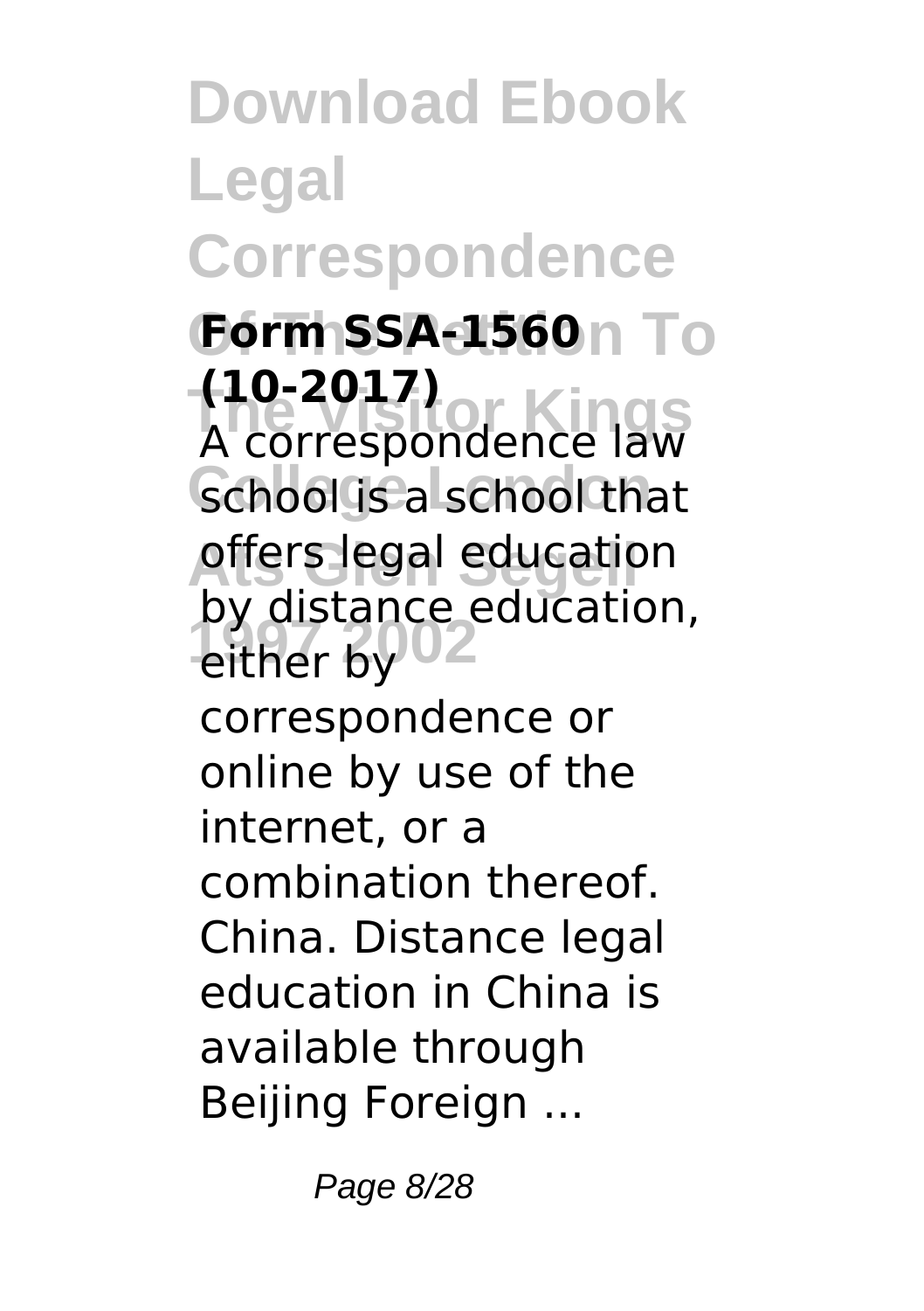**Form SSA-1560 (10-2017)**

A correspondence law school is a school that offers legal education by distance education, either by correspondence or online by use of the internet, or a combination thereof. China. Distance legal education in China is available through Beijing Foreign ...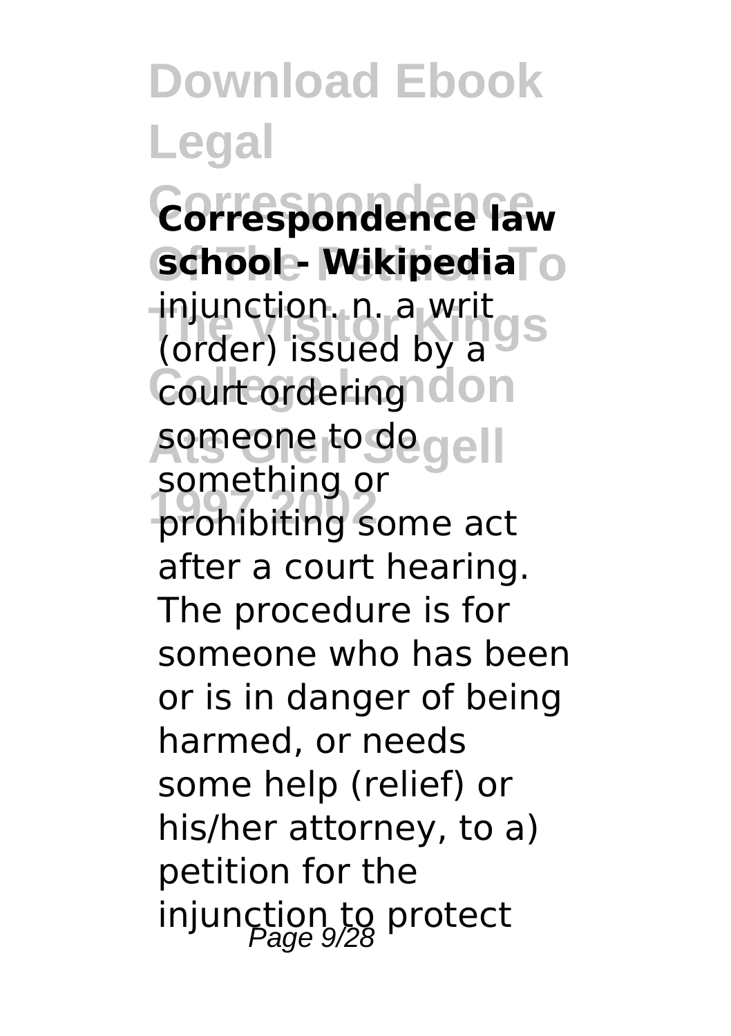**Correspondence law school - Wikipedia**

injunction. n. a writ (order) issued by a court ordering someone to do something or prohibiting some act after a court hearing. The procedure is for someone who has been or is in danger of being harmed, or needs some help (relief) or his/her attorney, to a) petition for the injunction to protect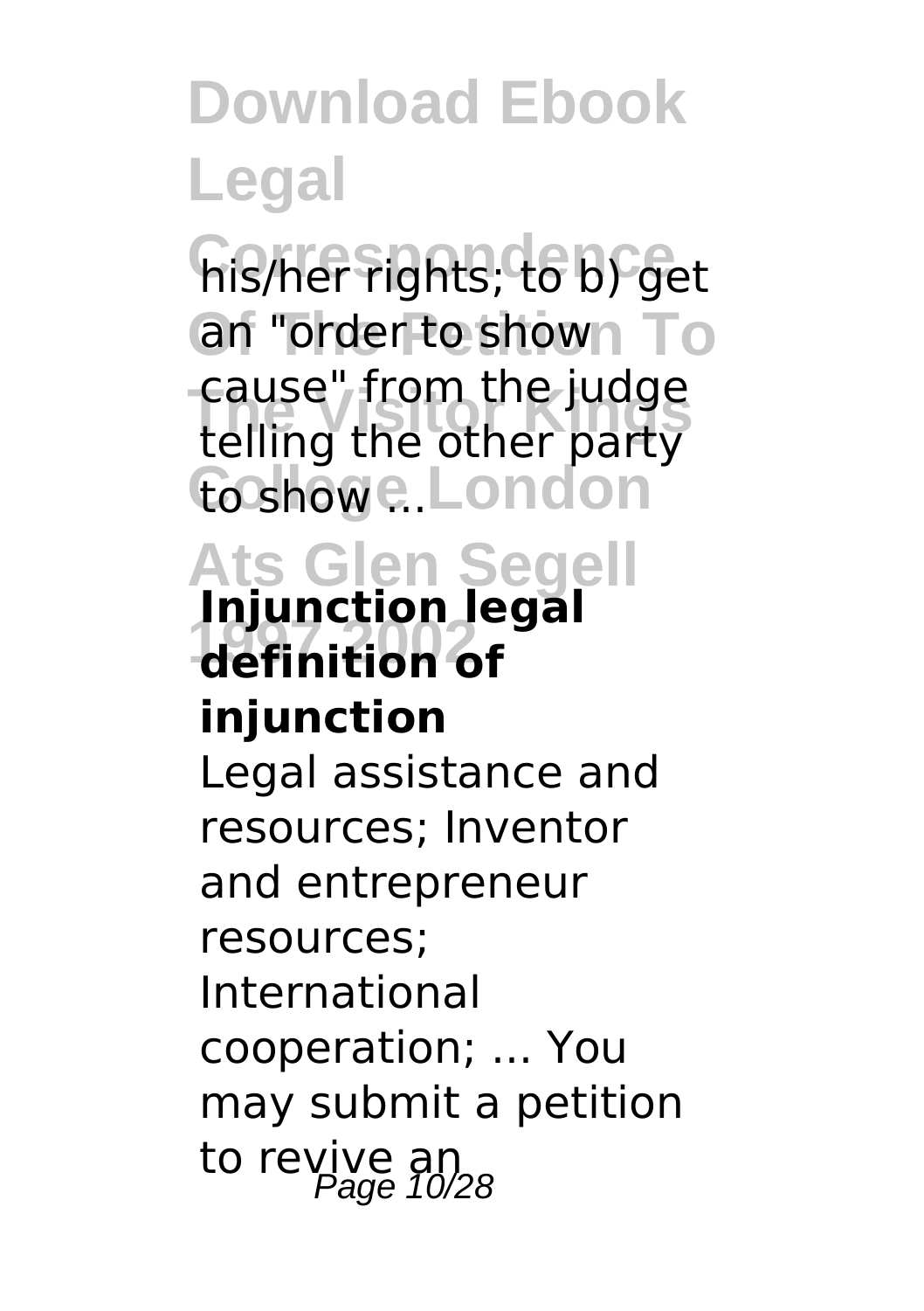his/her rights; to b) get an "order to show cause" from the judge telling the other party to show ...

**Injunction legal definition of injunction**

Legal assistance and resources; Inventor and entrepreneur resources; International cooperation; ... You may submit a petition to revive an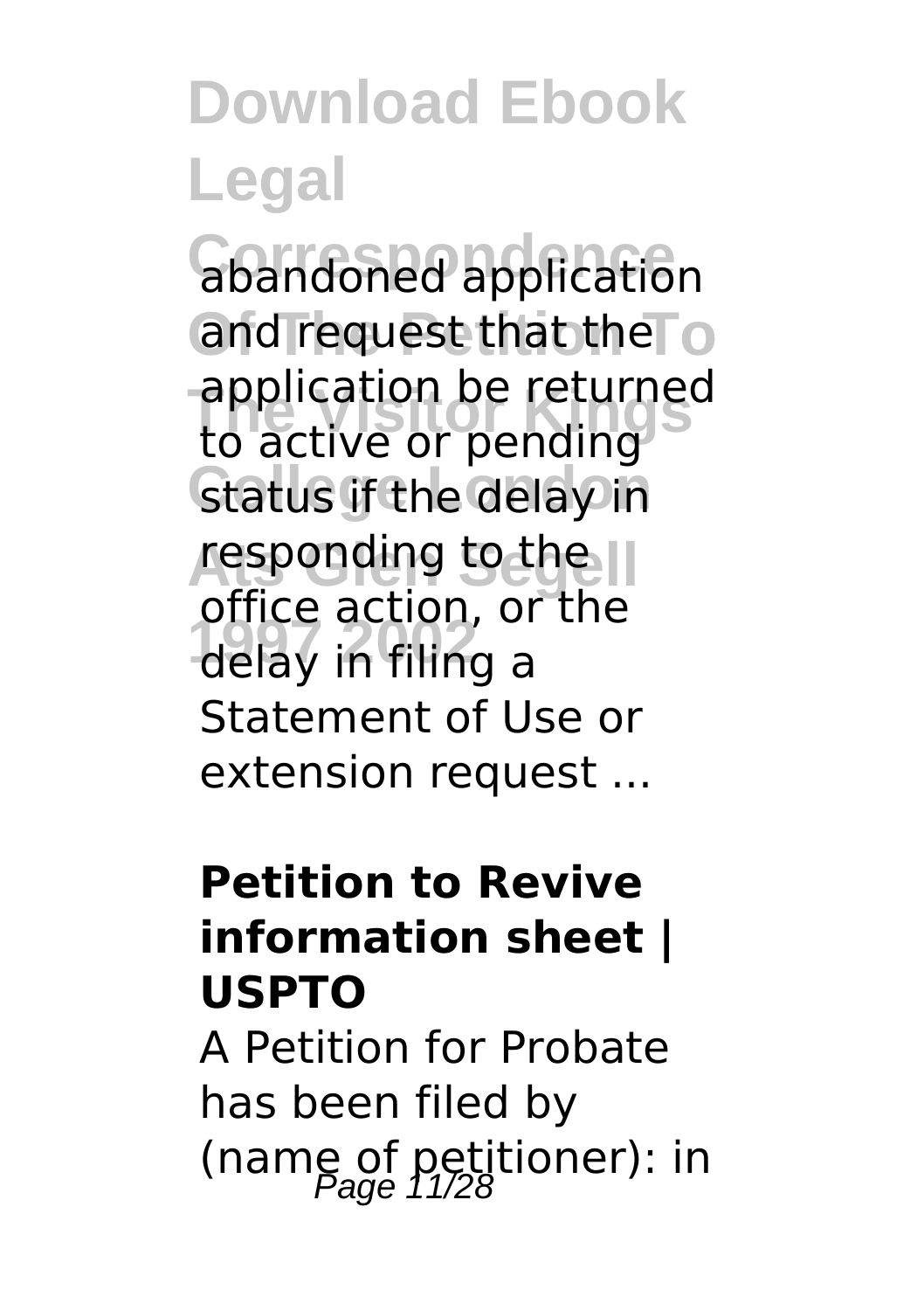abandoned application and request that the application be returned to active or pending status if the delay in responding to the office action, or the delay in filing a Statement of Use or extension request ...

**Petition to Revive information sheet | USPTO**

A Petition for Probate has been filed by (name of petitioner): in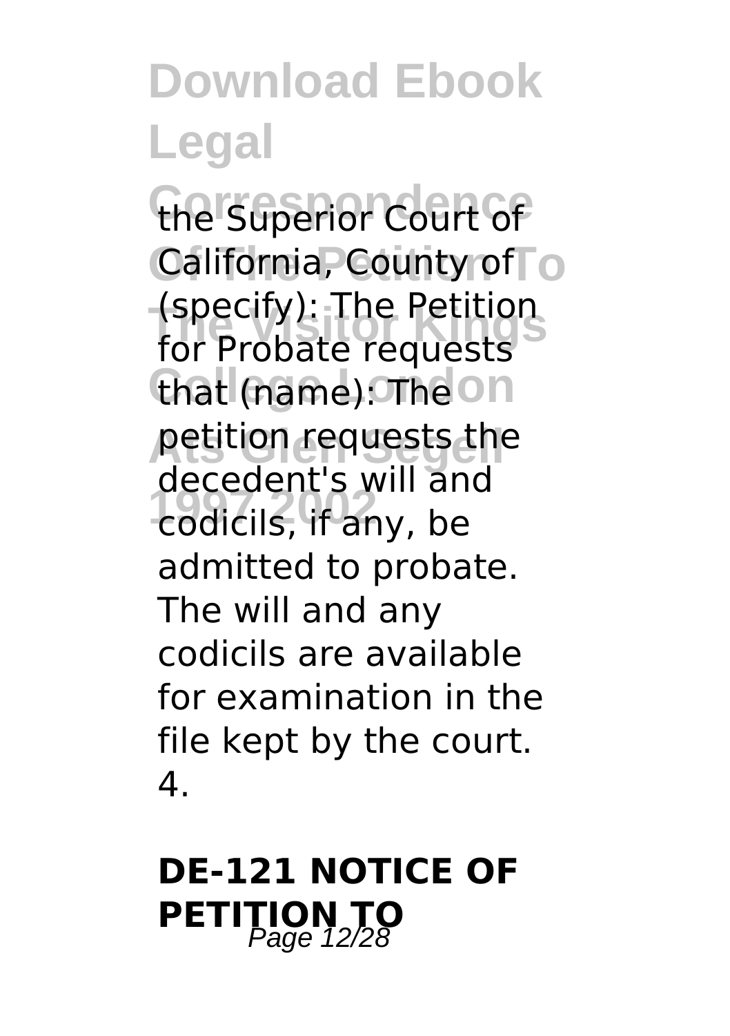the Superior Court of California, County of (specify): The Petition for Probate requests that (name): The petition requests the decedent's will and codicils, if any, be admitted to probate. The will and any codicils are available for examination in the file kept by the court. 4.

## DE-121 NOTICE OF PETITION TO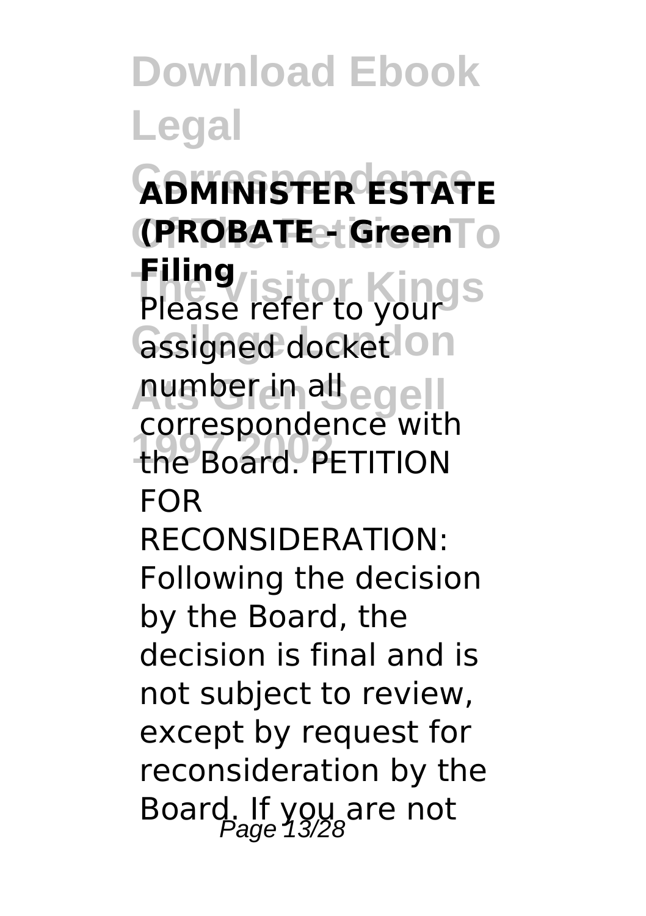**ADMINISTER ESTATE (PROBATE - Green Filing**

Please refer to your assigned docket number in all correspondence with the Board. PETITION FOR RECONSIDERATION: Following the decision by the Board, the decision is final and is not subject to review, except by request for reconsideration by the Board. If you are not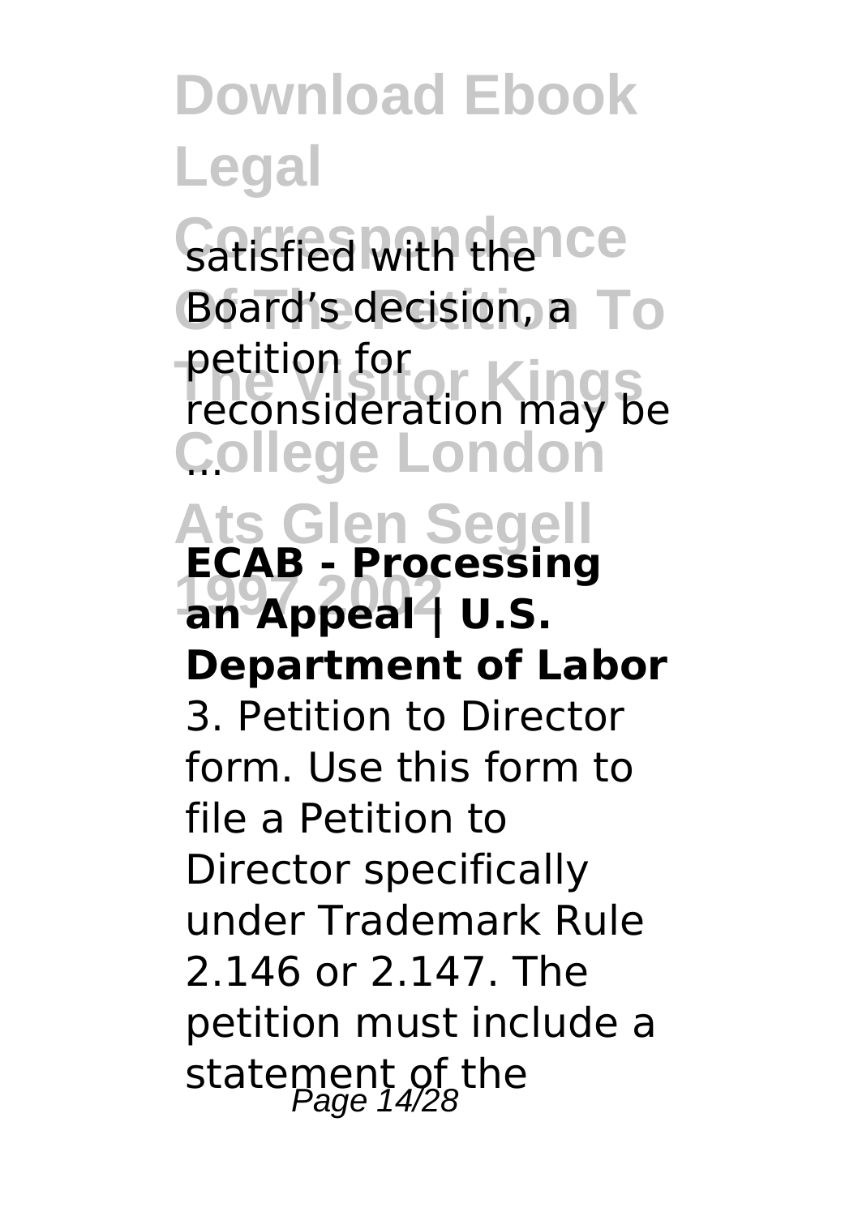satisfied with the Board's decision, a petition for reconsideration may be ...

**ECAB - Processing an Appeal | U.S. Department of Labor**

3. Petition to Director form. Use this form to file a Petition to Director specifically under Trademark Rule 2.146 or 2.147. The petition must include a statement of the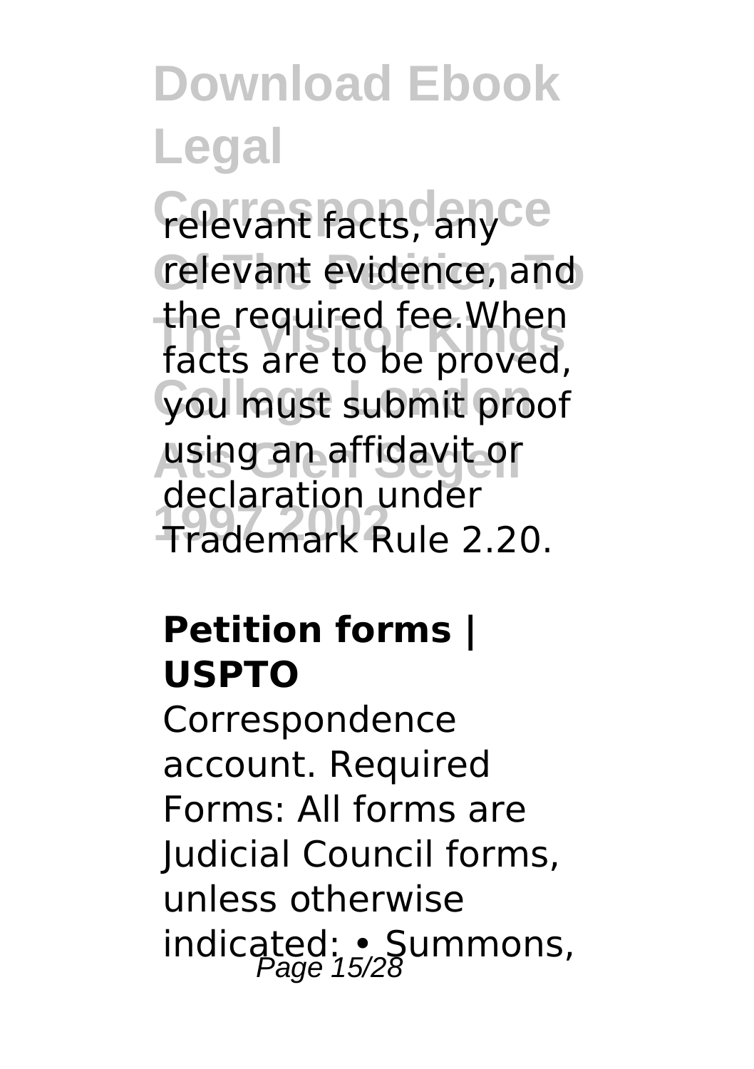relevant facts, any relevant evidence, and the required fee.When facts are to be proved, you must submit proof using an affidavit or declaration under Trademark Rule 2.20.

**Petition forms | USPTO**

Correspondence account. Required Forms: All forms are Judicial Council forms, unless otherwise indicated: • Summons,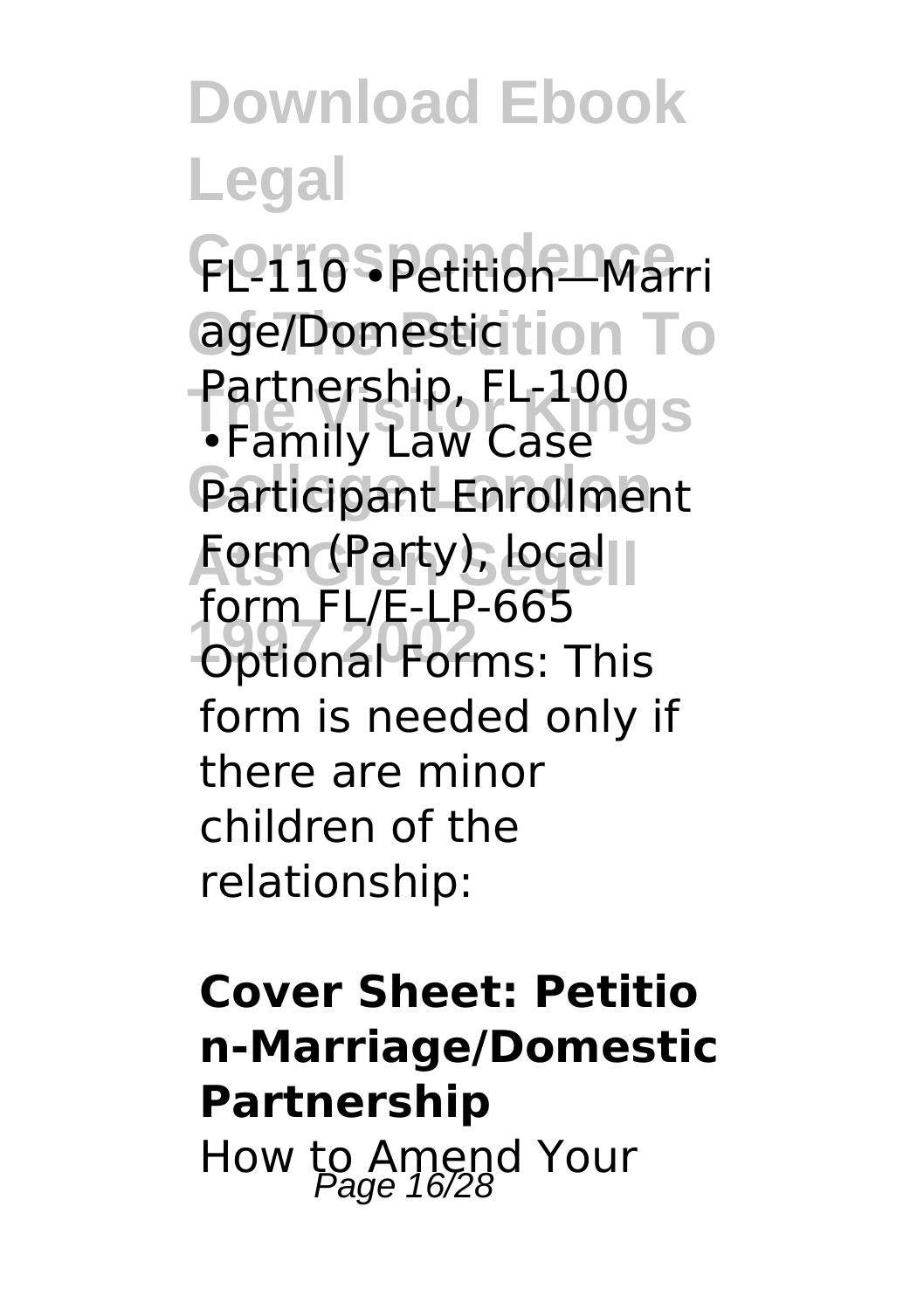FL-110 •Petition—Marriage/Domestic Partnership, FL-100 •Family Law Case Participant Enrollment Form (Party), local form FL/E-LP-665 Optional Forms: This form is needed only if there are minor children of the relationship:

**Cover Sheet: Petition-Marriage/Domestic Partnership**

How to Amend Your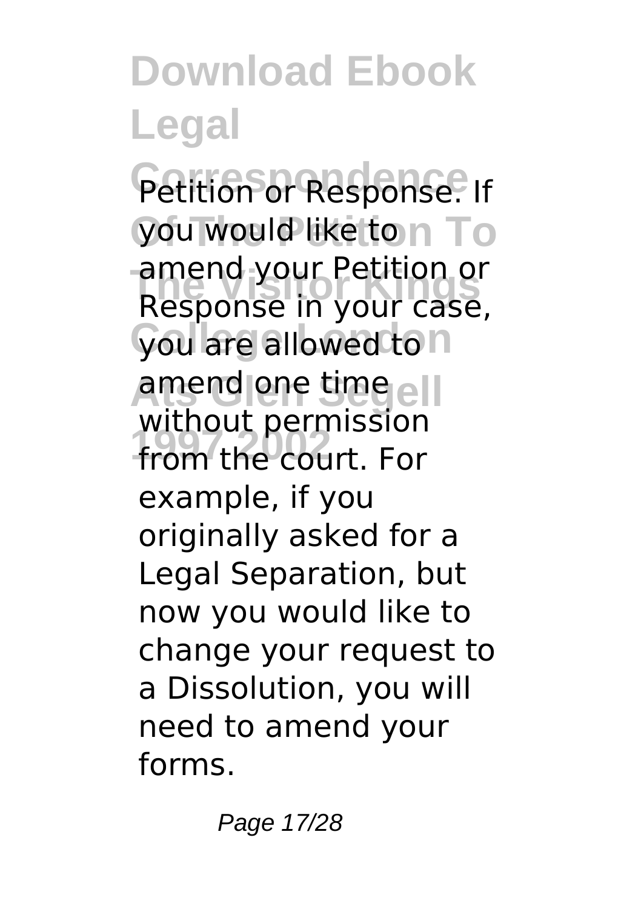Petition or Response. If you would like to amend your Petition or Response in your case, you are allowed to amend one time without permission from the court. For example, if you originally asked for a Legal Separation, but now you would like to change your request to a Dissolution, you will need to amend your forms.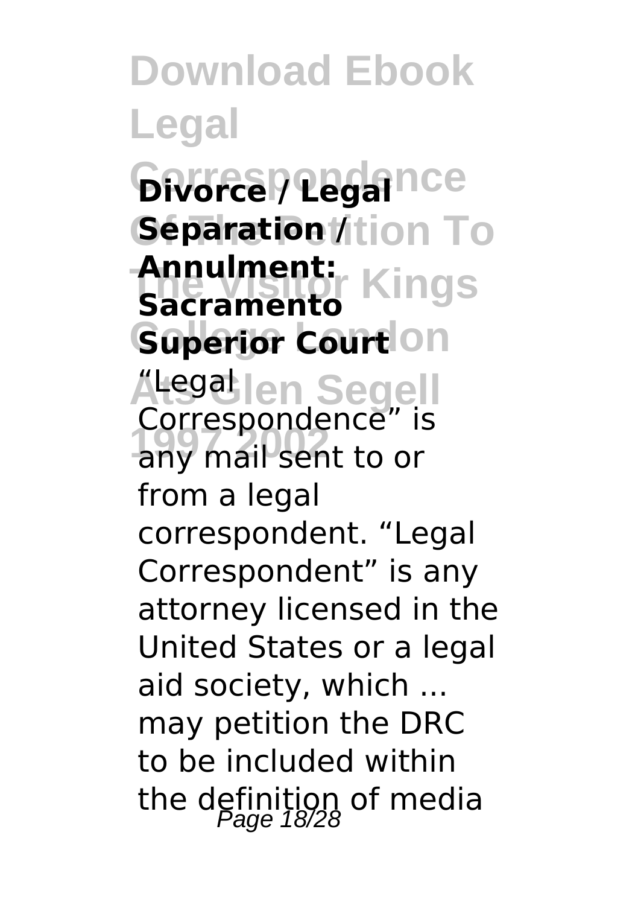**Divorce / Legal Separation / Annulment: Sacramento Superior Court**

"Legal Correspondence" is any mail sent to or from a legal correspondent. "Legal Correspondent" is any attorney licensed in the United States or a legal aid society, which ... may petition the DRC to be included within the definition of media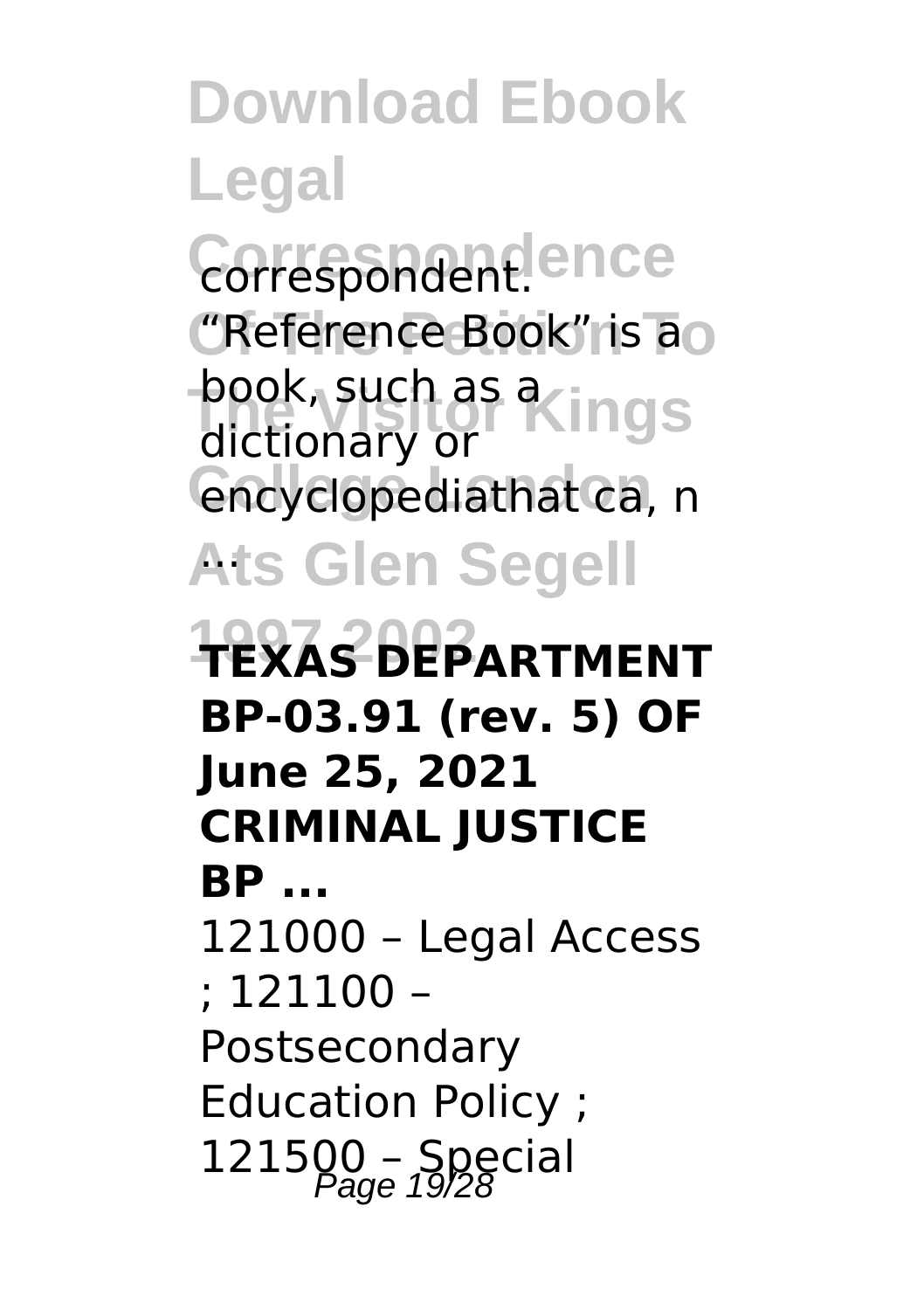correspondent. "Reference Book" is a book, such as a dictionary or encyclopediathat ca, n ...

**TEXAS DEPARTMENT BP-03.91 (rev. 5) OF June 25, 2021 CRIMINAL JUSTICE BP ...**

121000 – Legal Access ; 121100 – Postsecondary Education Policy ; 121500 – Special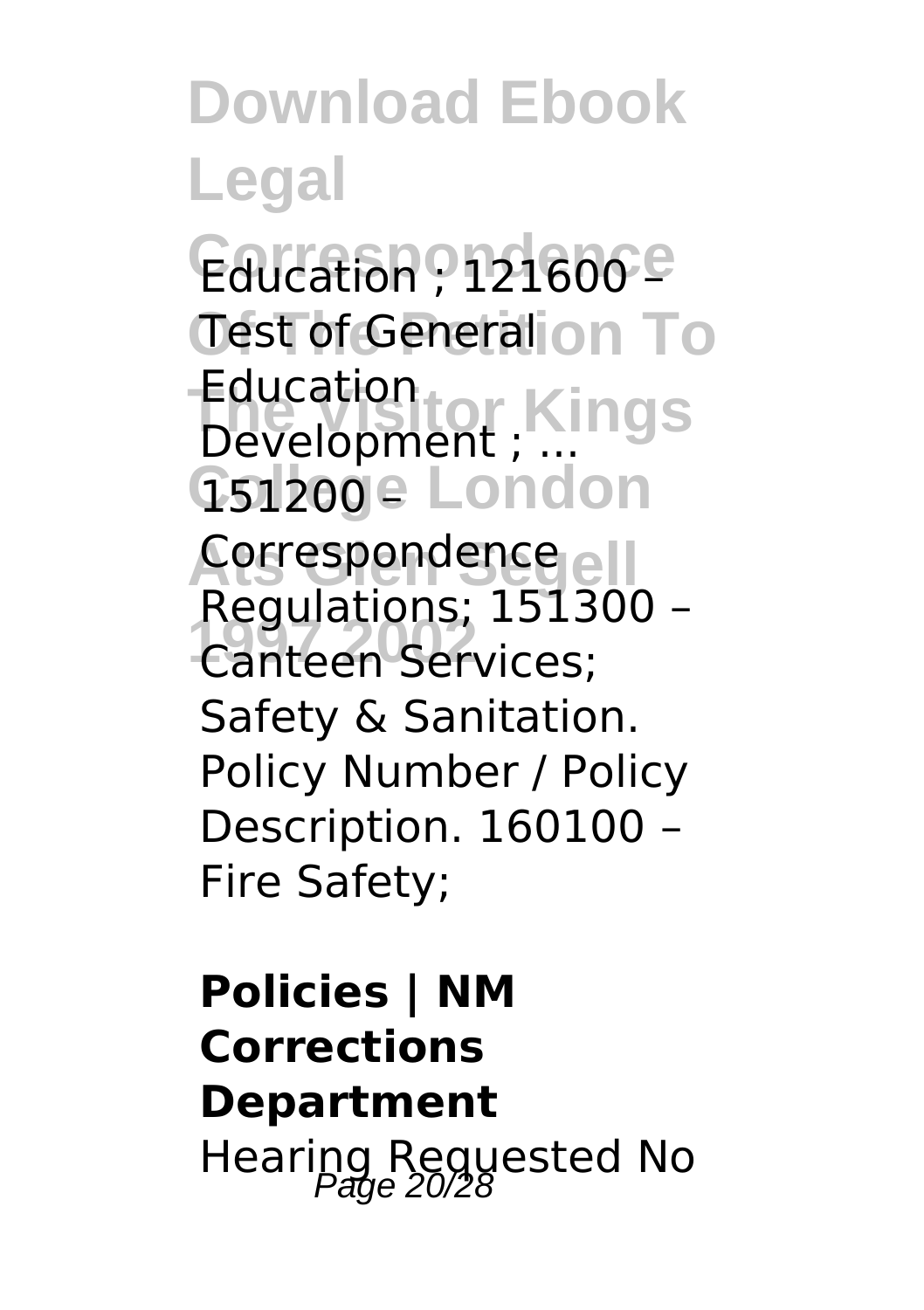Education ; 121600 – Test of General Education Development ; ... 151200 – Correspondence Regulations; 151300 – Canteen Services; Safety & Sanitation. Policy Number / Policy Description. 160100 – Fire Safety;

**Policies | NM Corrections Department**

Hearing Requested No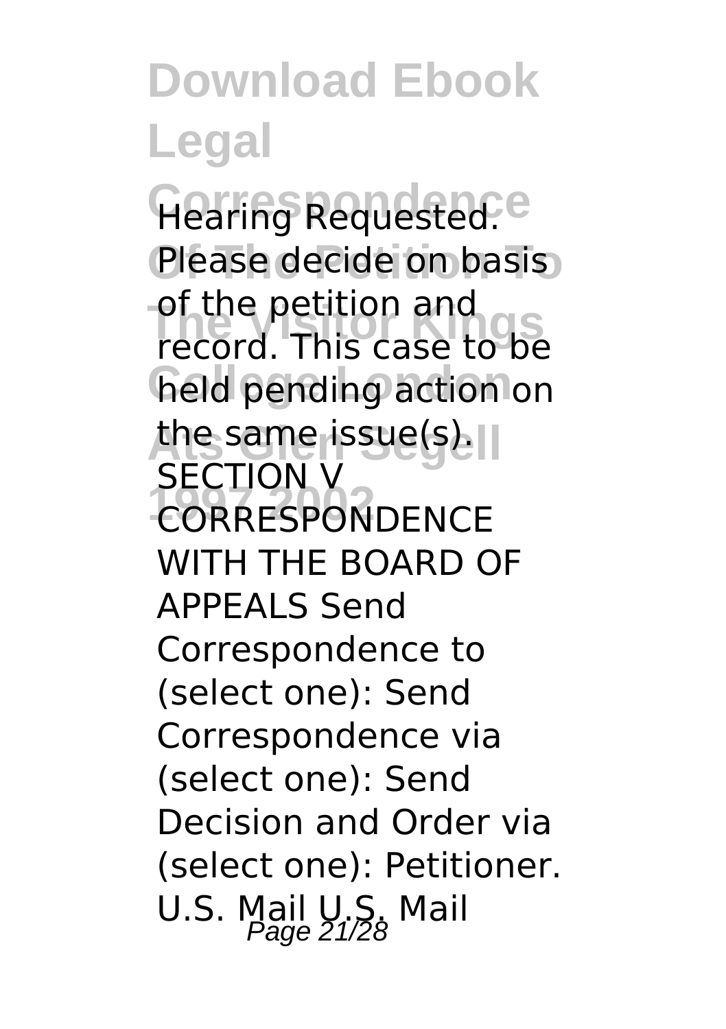Hearing Requested. Please decide on basis of the petition and record. This case to be held pending action on the same issue(s). SECTION V CORRESPONDENCE WITH THE BOARD OF APPEALS Send Correspondence to (select one): Send Correspondence via (select one): Send Decision and Order via (select one): Petitioner. U.S. Mail U.S. Mail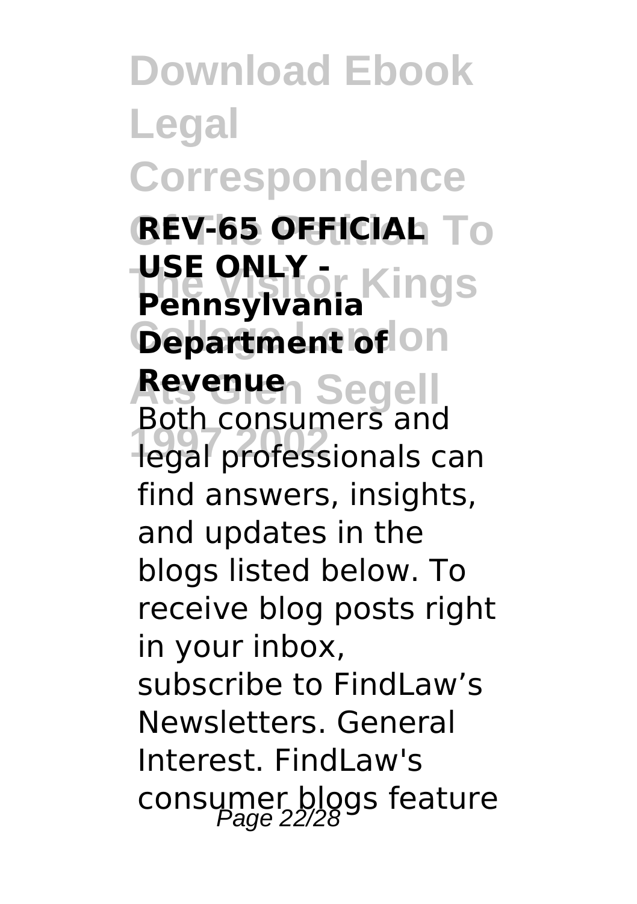**REV-65 OFFICIAL USE ONLY - Pennsylvania Department of Revenue**

Both consumers and legal professionals can find answers, insights, and updates in the blogs listed below. To receive blog posts right in your inbox, subscribe to FindLaw's Newsletters. General Interest. FindLaw's consumer blogs feature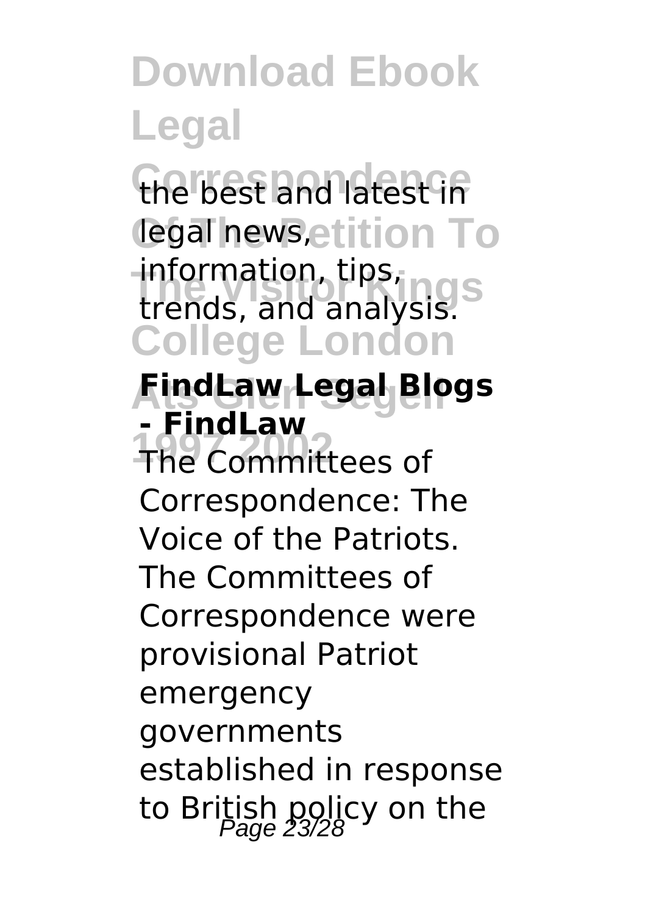the best and latest in legal news, information, tips, trends, and analysis.

**FindLaw Legal Blogs - FindLaw**

The Committees of Correspondence: The Voice of the Patriots. The Committees of Correspondence were provisional Patriot emergency governments established in response to British policy on the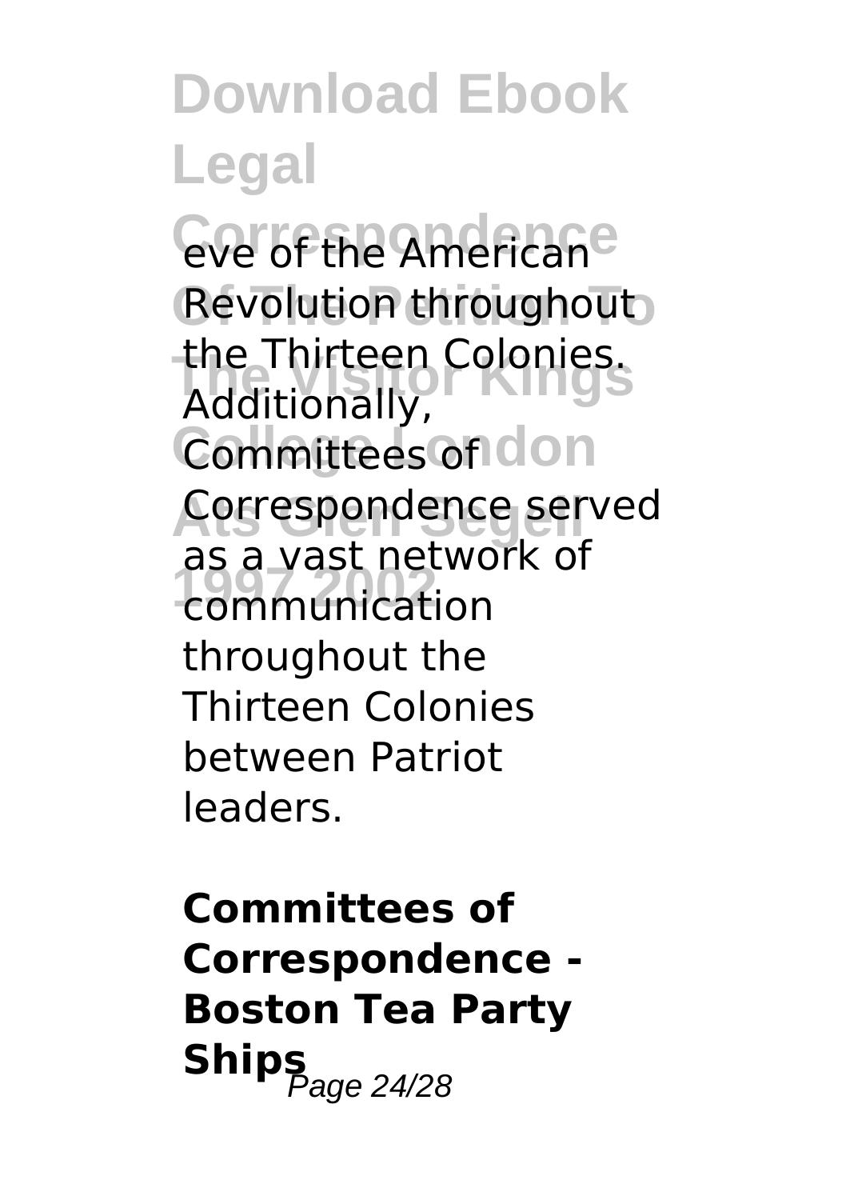eve of the American Revolution throughout the Thirteen Colonies. Additionally, Committees of Correspondence served as a vast network of communication throughout the Thirteen Colonies between Patriot leaders.

**Committees of Correspondence - Boston Tea Party Ships**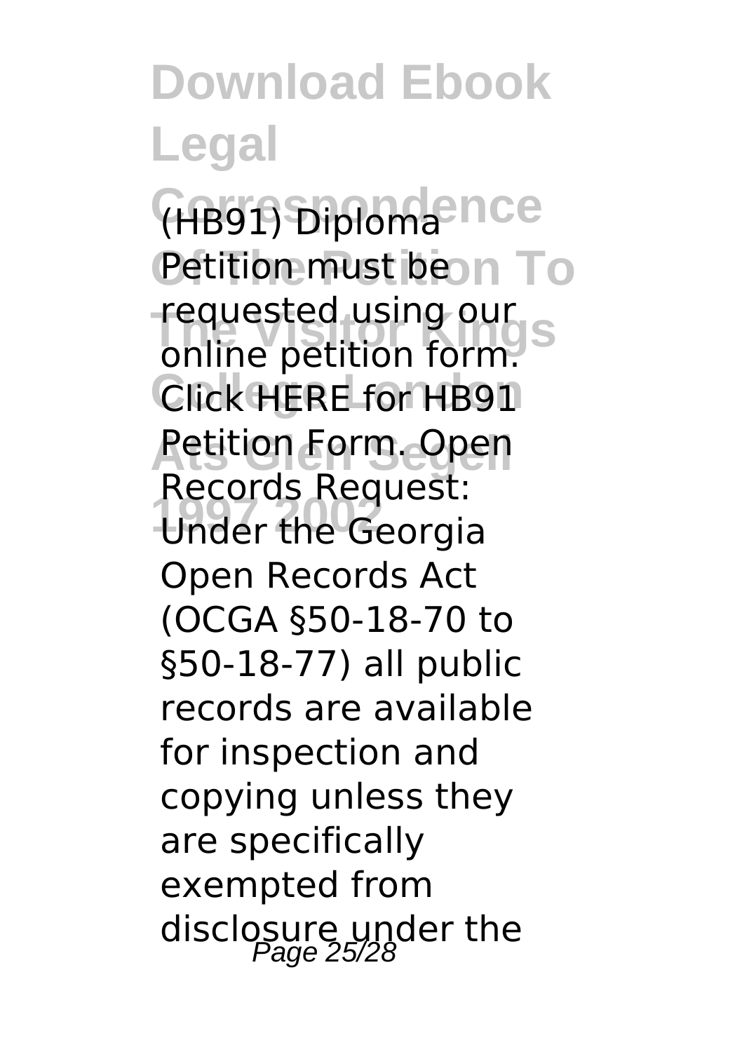(HB91) Diploma Petition must be requested using our online petition form. Click HERE for HB91 Petition Form. Open Records Request: Under the Georgia Open Records Act (OCGA §50-18-70 to §50-18-77) all public records are available for inspection and copying unless they are specifically exempted from disclosure under the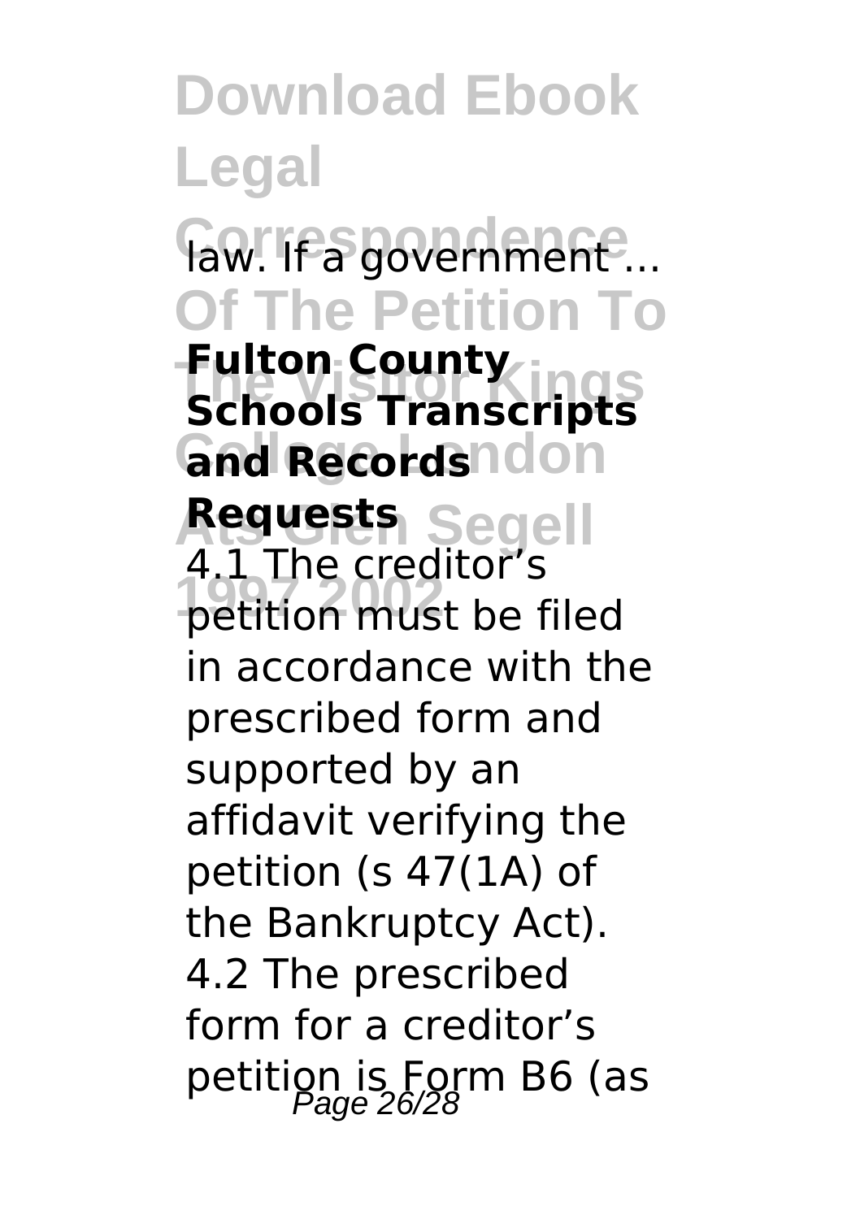law. If a government ...

**Fulton County Schools Transcripts and Records Requests**

4.1 The creditor's petition must be filed in accordance with the prescribed form and supported by an affidavit verifying the petition (s 47(1A) of the Bankruptcy Act). 4.2 The prescribed form for a creditor's petition is Form B6 (as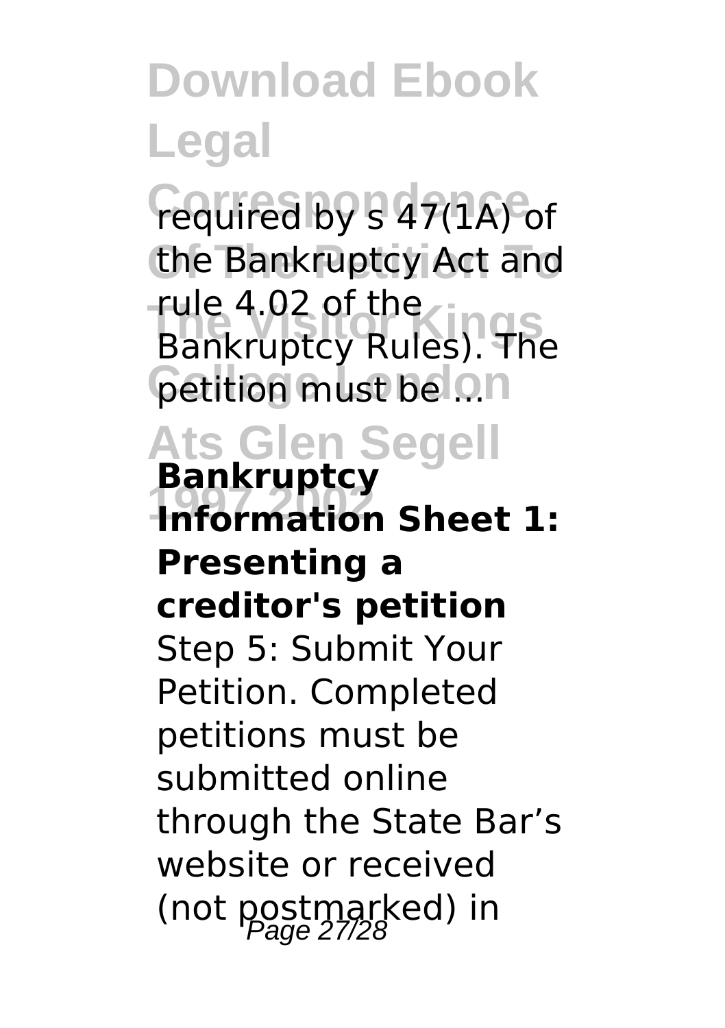required by s 47(1A) of the Bankruptcy Act and rule 4.02 of the Bankruptcy Rules). The petition must be ...

**Bankruptcy Information Sheet 1: Presenting a creditor's petition**

Step 5: Submit Your Petition. Completed petitions must be submitted online through the State Bar's website or received (not postmarked) in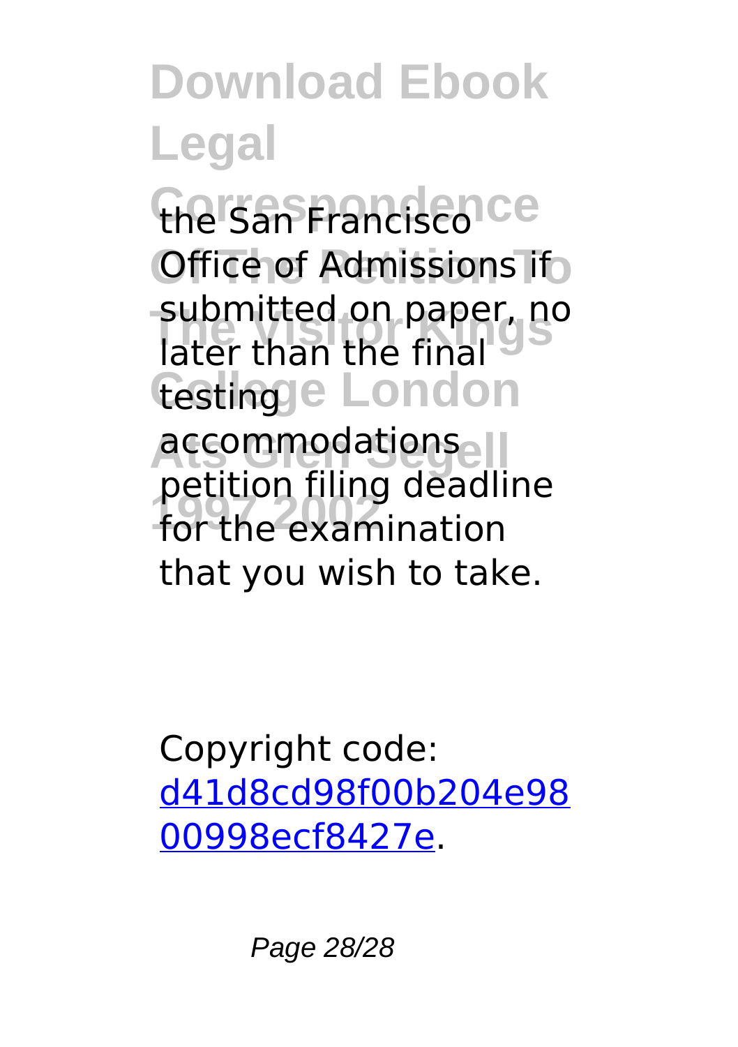the San Francisco Office of Admissions if submitted on paper, no later than the final testing accommodations petition filing deadline for the examination that you wish to take.

Copyright code: d41d8cd98f00b204e9800998ecf8427e.